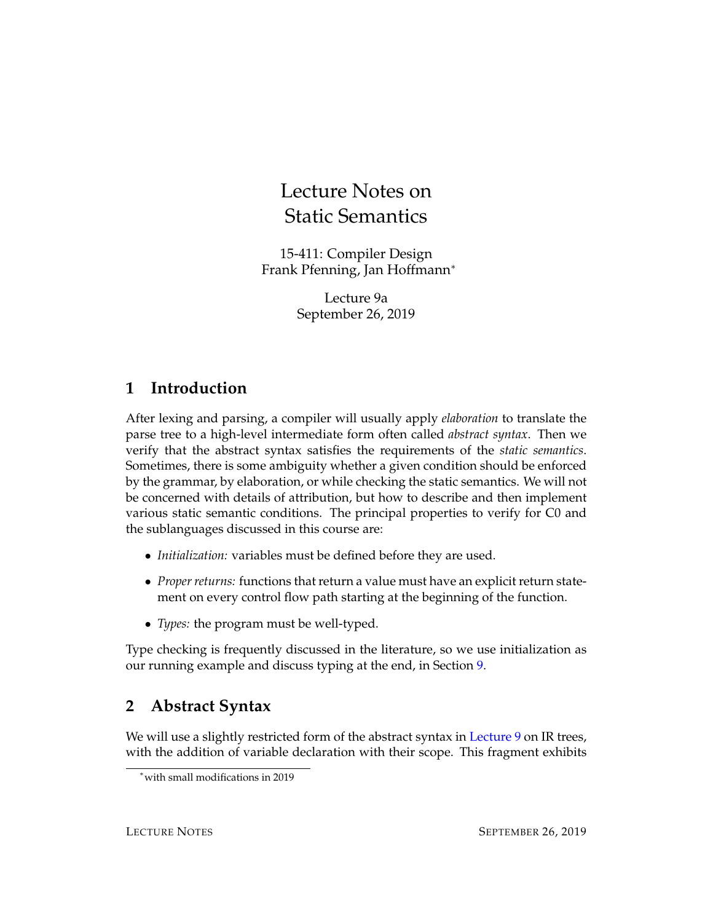# Lecture Notes on Static Semantics

15-411: Compiler Design
Frank Pfenning, Jan Hoffmann*

Lecture 9a
September 26, 2019

## 1 Introduction

After lexing and parsing, a compiler will usually apply *elaboration* to translate the parse tree to a high-level intermediate form often called *abstract syntax*. Then we verify that the abstract syntax satisfies the requirements of the *static semantics*. Sometimes, there is some ambiguity whether a given condition should be enforced by the grammar, by elaboration, or while checking the static semantics. We will not be concerned with details of attribution, but how to describe and then implement various static semantic conditions. The principal properties to verify for C0 and the sublanguages discussed in this course are:

- *Initialization:* variables must be defined before they are used.
- *Proper returns:* functions that return a value must have an explicit return statement on every control flow path starting at the beginning of the function.
- *Types:* the program must be well-typed.

Type checking is frequently discussed in the literature, so we use initialization as our running example and discuss typing at the end, in Section 9.

## 2 Abstract Syntax

We will use a slightly restricted form of the abstract syntax in Lecture 9 on IR trees, with the addition of variable declaration with their scope. This fragment exhibits

*with small modifications in 2019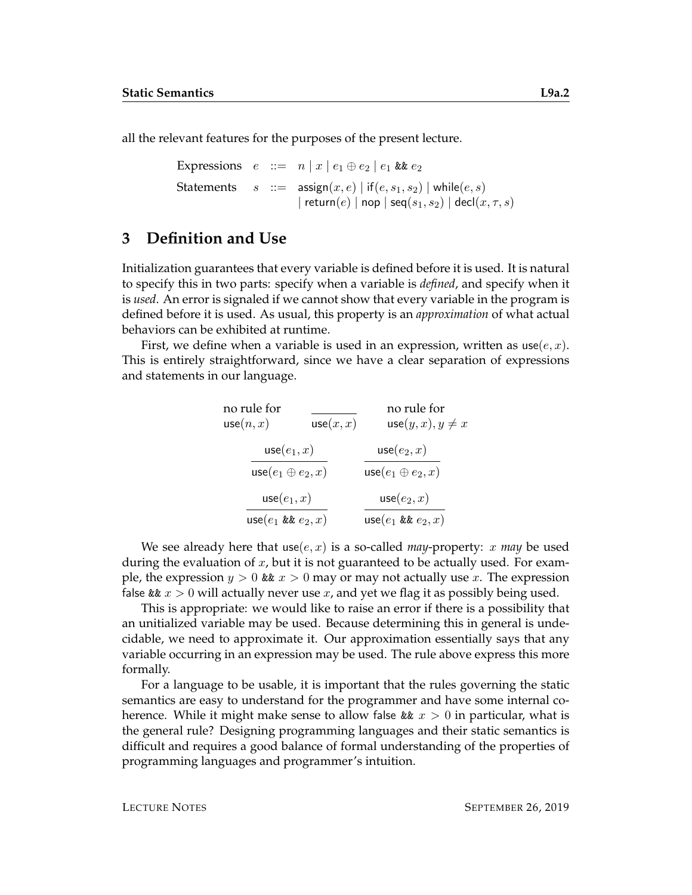all the relevant features for the purposes of the present lecture.

$$
\begin{array}{llcl}
\text{Expressions} & e & ::= & n \mid x \mid e_1 \oplus e_2 \mid e_1 \mathbin{\texttt{\&\&}} e_2 \\
\text{Statements} & s & ::= & \mathsf{assign}(x, e) \mid \mathsf{if}(e, s_1, s_2) \mid \mathsf{while}(e, s) \\
 & & & \mid \mathsf{return}(e) \mid \mathsf{nop} \mid \mathsf{seq}(s_1, s_2) \mid \mathsf{decl}(x, \tau, s)
\end{array}
$$

## 3 Definition and Use

Initialization guarantees that every variable is defined before it is used. It is natural to specify this in two parts: specify when a variable is *defined*, and specify when it is *used*. An error is signaled if we cannot show that every variable in the program is defined before it is used. As usual, this property is an *approximation* of what actual behaviors can be exhibited at runtime.

First, we define when a variable is used in an expression, written as $\mathsf{use}(e, x)$. This is entirely straightforward, since we have a clear separation of expressions and statements in our language.

$$
\begin{array}{ccc}
\begin{array}{c}\text{no rule for}\\ \mathsf{use}(n, x)\end{array} & \dfrac{}{\mathsf{use}(x, x)} & \begin{array}{c}\text{no rule for}\\ \mathsf{use}(y, x), y \neq x\end{array}
\end{array}
$$

$$
\dfrac{\mathsf{use}(e_1, x)}{\mathsf{use}(e_1 \oplus e_2, x)} \qquad \dfrac{\mathsf{use}(e_2, x)}{\mathsf{use}(e_1 \oplus e_2, x)}
$$

$$
\dfrac{\mathsf{use}(e_1, x)}{\mathsf{use}(e_1 \mathbin{\texttt{\&\&}} e_2, x)} \qquad \dfrac{\mathsf{use}(e_2, x)}{\mathsf{use}(e_1 \mathbin{\texttt{\&\&}} e_2, x)}
$$

We see already here that $\mathsf{use}(e, x)$ is a so-called *may*-property: $x$ *may* be used during the evaluation of $x$, but it is not guaranteed to be actually used. For example, the expression $y > 0$ && $x > 0$ may or may not actually use $x$. The expression false && $x > 0$ will actually never use $x$, and yet we flag it as possibly being used.

This is appropriate: we would like to raise an error if there is a possibility that an unitialized variable may be used. Because determining this in general is undecidable, we need to approximate it. Our approximation essentially says that any variable occurring in an expression may be used. The rule above express this more formally.

For a language to be usable, it is important that the rules governing the static semantics are easy to understand for the programmer and have some internal coherence. While it might make sense to allow false && $x > 0$ in particular, what is the general rule? Designing programming languages and their static semantics is difficult and requires a good balance of formal understanding of the properties of programming languages and programmer's intuition.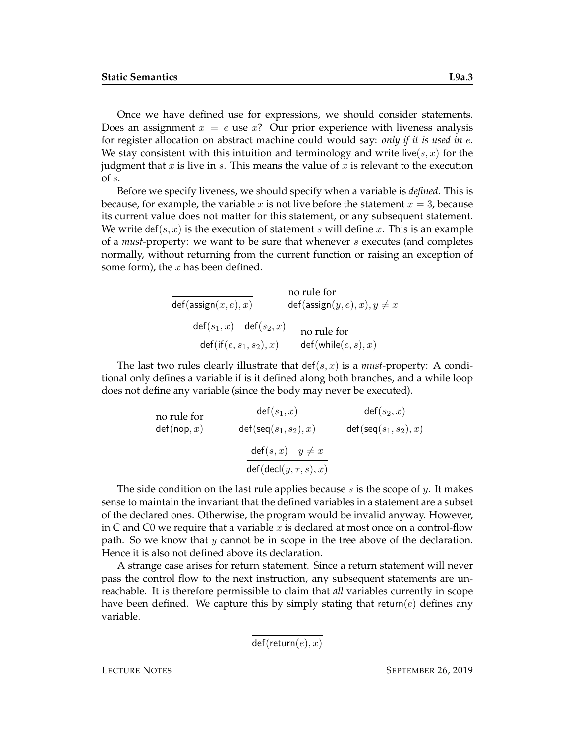Once we have defined use for expressions, we should consider statements. Does an assignment $x = e$ use $x$? Our prior experience with liveness analysis for register allocation on abstract machine could would say: *only if it is used in $e$*. We stay consistent with this intuition and terminology and write $\mathsf{live}(s, x)$ for the judgment that $x$ is live in $s$. This means the value of $x$ is relevant to the execution of $s$.

Before we specify liveness, we should specify when a variable is *defined*. This is because, for example, the variable $x$ is not live before the statement $x = 3$, because its current value does not matter for this statement, or any subsequent statement. We write $\mathsf{def}(s, x)$ is the execution of statement $s$ will define $x$. This is an example of a *must*-property: we want to be sure that whenever $s$ executes (and completes normally, without returning from the current function or raising an exception of some form), the $x$ has been defined.

$$\frac{}{\mathsf{def}(\mathsf{assign}(x, e), x)} \qquad \text{no rule for } \mathsf{def}(\mathsf{assign}(y, e), x), y \neq x$$

$$\frac{\mathsf{def}(s_1, x) \quad \mathsf{def}(s_2, x)}{\mathsf{def}(\mathsf{if}(e, s_1, s_2), x)} \qquad \text{no rule for } \mathsf{def}(\mathsf{while}(e, s), x)$$

The last two rules clearly illustrate that $\mathsf{def}(s, x)$ is a *must*-property: A conditional only defines a variable if is it defined along both branches, and a while loop does not define any variable (since the body may never be executed).

$$\text{no rule for } \mathsf{def}(\mathsf{nop}, x) \qquad \frac{\mathsf{def}(s_1, x)}{\mathsf{def}(\mathsf{seq}(s_1, s_2), x)} \qquad \frac{\mathsf{def}(s_2, x)}{\mathsf{def}(\mathsf{seq}(s_1, s_2), x)}$$

$$\frac{\mathsf{def}(s, x) \quad y \neq x}{\mathsf{def}(\mathsf{decl}(y, \tau, s), x)}$$

The side condition on the last rule applies because $s$ is the scope of $y$. It makes sense to maintain the invariant that the defined variables in a statement are a subset of the declared ones. Otherwise, the program would be invalid anyway. However, in C and C0 we require that a variable $x$ is declared at most once on a control-flow path. So we know that $y$ cannot be in scope in the tree above of the declaration. Hence it is also not defined above its declaration.

A strange case arises for return statement. Since a return statement will never pass the control flow to the next instruction, any subsequent statements are unreachable. It is therefore permissible to claim that *all* variables currently in scope have been defined. We capture this by simply stating that $\mathsf{return}(e)$ defines any variable.

$$\frac{}{\mathsf{def}(\mathsf{return}(e), x)}$$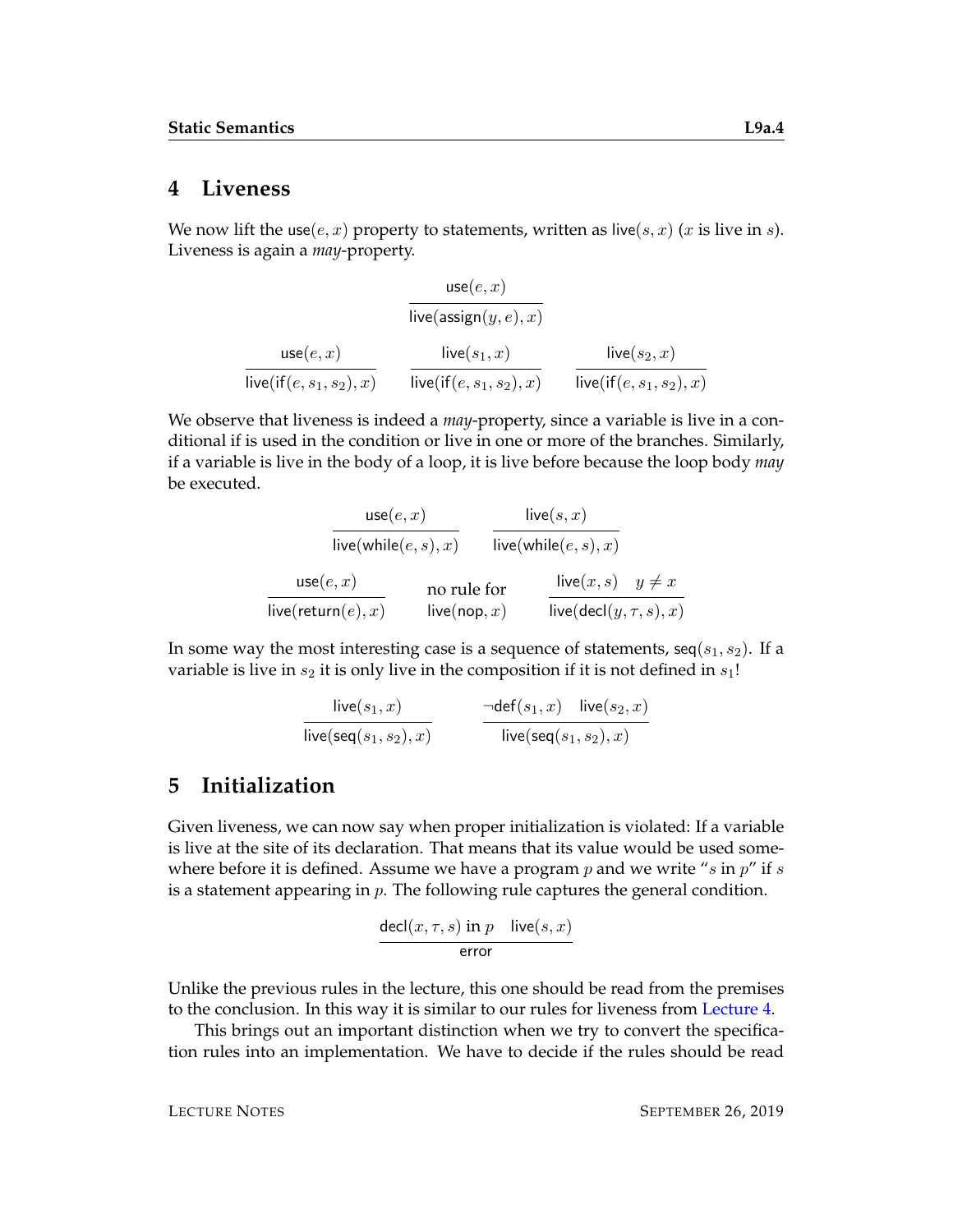## 4 Liveness

We now lift the $\mathsf{use}(e, x)$ property to statements, written as $\mathsf{live}(s, x)$ ($x$ is live in $s$). Liveness is again a *may*-property.

$$\frac{\mathsf{use}(e, x)}{\mathsf{live}(\mathsf{assign}(y, e), x)}$$

$$\frac{\mathsf{use}(e, x)}{\mathsf{live}(\mathsf{if}(e, s_1, s_2), x)} \qquad \frac{\mathsf{live}(s_1, x)}{\mathsf{live}(\mathsf{if}(e, s_1, s_2), x)} \qquad \frac{\mathsf{live}(s_2, x)}{\mathsf{live}(\mathsf{if}(e, s_1, s_2), x)}$$

We observe that liveness is indeed a *may*-property, since a variable is live in a conditional if is used in the condition or live in one or more of the branches. Similarly, if a variable is live in the body of a loop, it is live before because the loop body *may* be executed.

$$\frac{\mathsf{use}(e, x)}{\mathsf{live}(\mathsf{while}(e, s), x)} \qquad \frac{\mathsf{live}(s, x)}{\mathsf{live}(\mathsf{while}(e, s), x)}$$

$$\frac{\mathsf{use}(e, x)}{\mathsf{live}(\mathsf{return}(e), x)} \qquad \text{no rule for } \mathsf{live}(\mathsf{nop}, x) \qquad \frac{\mathsf{live}(x, s) \quad y \neq x}{\mathsf{live}(\mathsf{decl}(y, \tau, s), x)}$$

In some way the most interesting case is a sequence of statements, $\mathsf{seq}(s_1, s_2)$. If a variable is live in $s_2$ it is only live in the composition if it is not defined in $s_1$!

$$\frac{\mathsf{live}(s_1, x)}{\mathsf{live}(\mathsf{seq}(s_1, s_2), x)} \qquad \frac{\neg\mathsf{def}(s_1, x) \quad \mathsf{live}(s_2, x)}{\mathsf{live}(\mathsf{seq}(s_1, s_2), x)}$$

## 5 Initialization

Given liveness, we can now say when proper initialization is violated: If a variable is live at the site of its declaration. That means that its value would be used somewhere before it is defined. Assume we have a program $p$ and we write "$s$ in $p$" if $s$ is a statement appearing in $p$. The following rule captures the general condition.

$$\frac{\mathsf{decl}(x, \tau, s) \text{ in } p \quad \mathsf{live}(s, x)}{\mathsf{error}}$$

Unlike the previous rules in the lecture, this one should be read from the premises to the conclusion. In this way it is similar to our rules for liveness from Lecture 4.

This brings out an important distinction when we try to convert the specification rules into an implementation. We have to decide if the rules should be read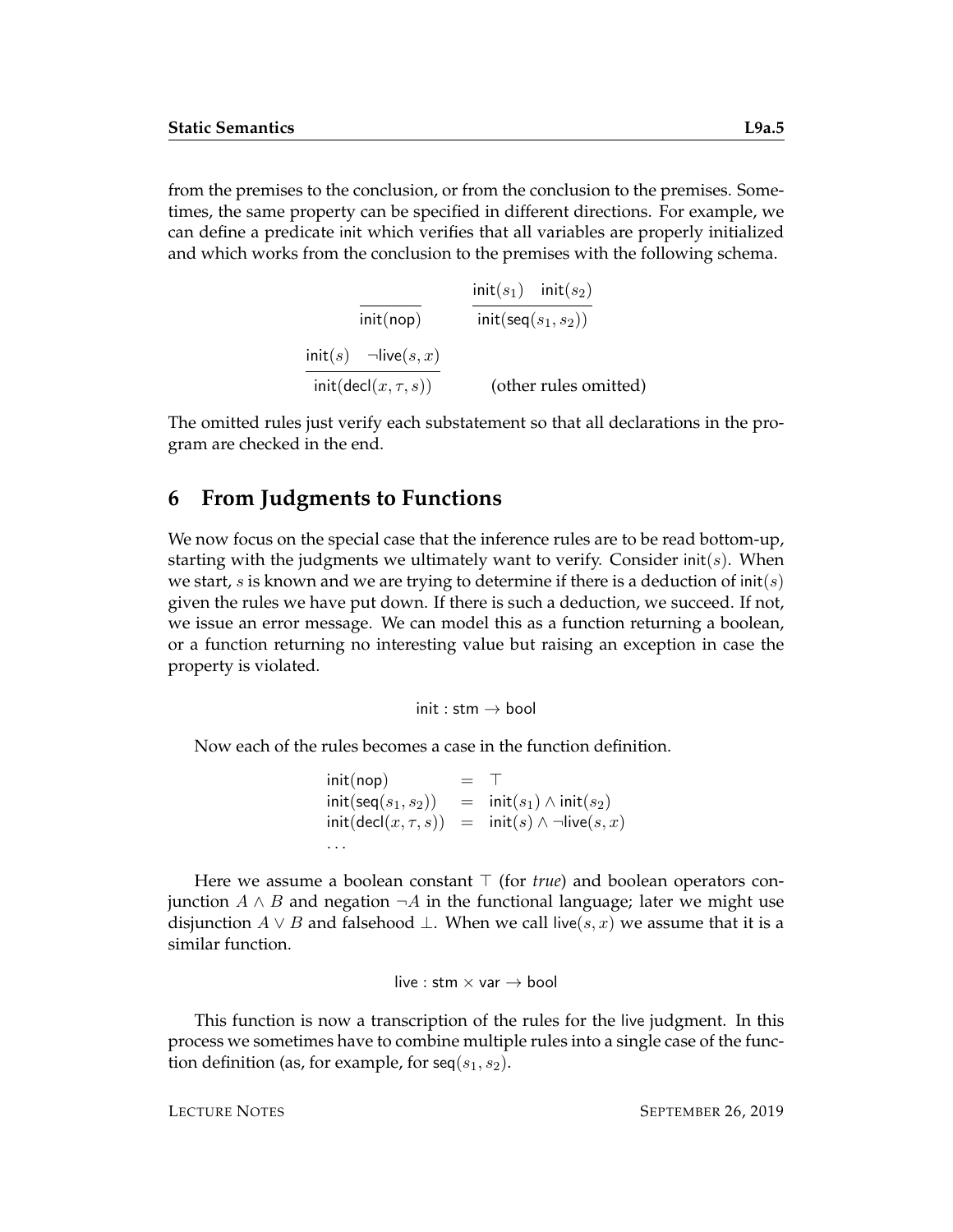from the premises to the conclusion, or from the conclusion to the premises. Sometimes, the same property can be specified in different directions. For example, we can define a predicate init which verifies that all variables are properly initialized and which works from the conclusion to the premises with the following schema.

$$\frac{}{\mathsf{init}(\mathsf{nop})} \qquad \frac{\mathsf{init}(s_1) \quad \mathsf{init}(s_2)}{\mathsf{init}(\mathsf{seq}(s_1, s_2))}$$

$$\frac{\mathsf{init}(s) \quad \neg\mathsf{live}(s, x)}{\mathsf{init}(\mathsf{decl}(x, \tau, s))} \qquad \text{(other rules omitted)}$$

The omitted rules just verify each substatement so that all declarations in the program are checked in the end.

## 6 From Judgments to Functions

We now focus on the special case that the inference rules are to be read bottom-up, starting with the judgments we ultimately want to verify. Consider $\mathsf{init}(s)$. When we start, $s$ is known and we are trying to determine if there is a deduction of $\mathsf{init}(s)$ given the rules we have put down. If there is such a deduction, we succeed. If not, we issue an error message. We can model this as a function returning a boolean, or a function returning no interesting value but raising an exception in case the property is violated.

$$\mathsf{init} : \mathsf{stm} \to \mathsf{bool}$$

Now each of the rules becomes a case in the function definition.

$$\begin{array}{lcl}
\mathsf{init}(\mathsf{nop}) & = & \top \\
\mathsf{init}(\mathsf{seq}(s_1, s_2)) & = & \mathsf{init}(s_1) \wedge \mathsf{init}(s_2) \\
\mathsf{init}(\mathsf{decl}(x, \tau, s)) & = & \mathsf{init}(s) \wedge \neg\mathsf{live}(s, x) \\
\ldots & &
\end{array}$$

Here we assume a boolean constant $\top$ (for *true*) and boolean operators conjunction $A \wedge B$ and negation $\neg A$ in the functional language; later we might use disjunction $A \vee B$ and falsehood $\bot$. When we call $\mathsf{live}(s, x)$ we assume that it is a similar function.

$$\mathsf{live} : \mathsf{stm} \times \mathsf{var} \to \mathsf{bool}$$

This function is now a transcription of the rules for the live judgment. In this process we sometimes have to combine multiple rules into a single case of the function definition (as, for example, for $\mathsf{seq}(s_1, s_2)$.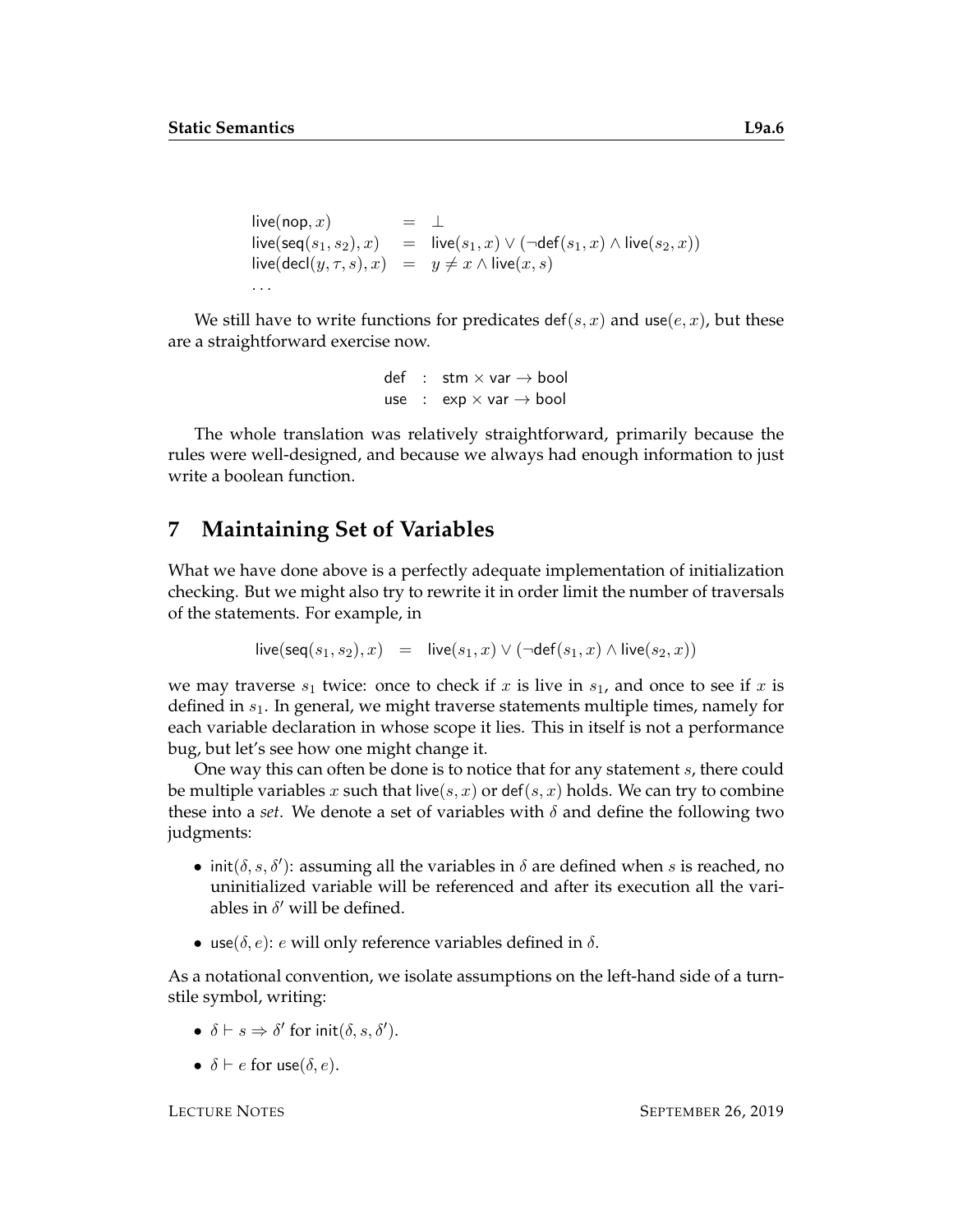$$
\begin{array}{lcl}
\mathsf{live}(\mathsf{nop}, x) & = & \bot \\
\mathsf{live}(\mathsf{seq}(s_1, s_2), x) & = & \mathsf{live}(s_1, x) \lor (\neg \mathsf{def}(s_1, x) \land \mathsf{live}(s_2, x)) \\
\mathsf{live}(\mathsf{decl}(y, \tau, s), x) & = & y \neq x \land \mathsf{live}(x, s) \\
\ldots & &
\end{array}
$$

We still have to write functions for predicates $\mathsf{def}(s, x)$ and $\mathsf{use}(e, x)$, but these are a straightforward exercise now.

$$
\begin{array}{lcl}
\mathsf{def} & : & \mathsf{stm} \times \mathsf{var} \to \mathsf{bool} \\
\mathsf{use} & : & \mathsf{exp} \times \mathsf{var} \to \mathsf{bool}
\end{array}
$$

The whole translation was relatively straightforward, primarily because the rules were well-designed, and because we always had enough information to just write a boolean function.

## 7 Maintaining Set of Variables

What we have done above is a perfectly adequate implementation of initialization checking. But we might also try to rewrite it in order limit the number of traversals of the statements. For example, in

$$
\mathsf{live}(\mathsf{seq}(s_1, s_2), x) \quad = \quad \mathsf{live}(s_1, x) \lor (\neg \mathsf{def}(s_1, x) \land \mathsf{live}(s_2, x))
$$

we may traverse $s_1$ twice: once to check if $x$ is live in $s_1$, and once to see if $x$ is defined in $s_1$. In general, we might traverse statements multiple times, namely for each variable declaration in whose scope it lies. This in itself is not a performance bug, but let's see how one might change it.

One way this can often be done is to notice that for any statement $s$, there could be multiple variables $x$ such that $\mathsf{live}(s, x)$ or $\mathsf{def}(s, x)$ holds. We can try to combine these into a *set*. We denote a set of variables with $\delta$ and define the following two judgments:

- $\mathsf{init}(\delta, s, \delta')$: assuming all the variables in $\delta$ are defined when $s$ is reached, no uninitialized variable will be referenced and after its execution all the variables in $\delta'$ will be defined.
- $\mathsf{use}(\delta, e)$: $e$ will only reference variables defined in $\delta$.

As a notational convention, we isolate assumptions on the left-hand side of a turnstile symbol, writing:

- $\delta \vdash s \Rightarrow \delta'$ for $\mathsf{init}(\delta, s, \delta')$.
- $\delta \vdash e$ for $\mathsf{use}(\delta, e)$.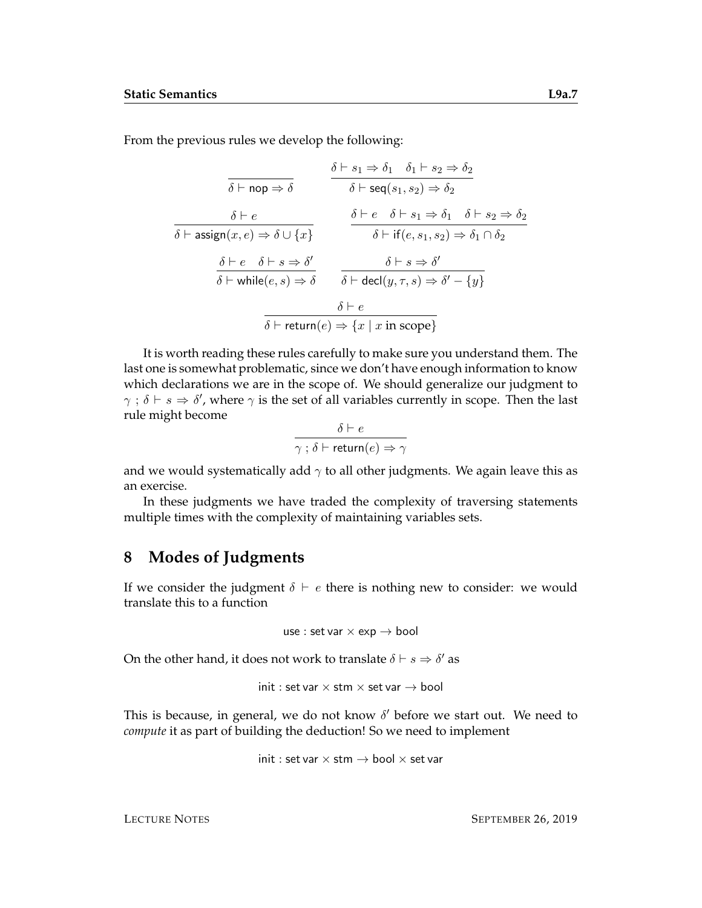From the previous rules we develop the following:

$$\frac{}{\delta \vdash \mathsf{nop} \Rightarrow \delta} \qquad \frac{\delta \vdash s_1 \Rightarrow \delta_1 \quad \delta_1 \vdash s_2 \Rightarrow \delta_2}{\delta \vdash \mathsf{seq}(s_1, s_2) \Rightarrow \delta_2}$$

$$\frac{\delta \vdash e}{\delta \vdash \mathsf{assign}(x, e) \Rightarrow \delta \cup \{x\}} \qquad \frac{\delta \vdash e \quad \delta \vdash s_1 \Rightarrow \delta_1 \quad \delta \vdash s_2 \Rightarrow \delta_2}{\delta \vdash \mathsf{if}(e, s_1, s_2) \Rightarrow \delta_1 \cap \delta_2}$$

$$\frac{\delta \vdash e \quad \delta \vdash s \Rightarrow \delta'}{\delta \vdash \mathsf{while}(e, s) \Rightarrow \delta} \qquad \frac{\delta \vdash s \Rightarrow \delta'}{\delta \vdash \mathsf{decl}(y, \tau, s) \Rightarrow \delta' - \{y\}}$$

$$\frac{\delta \vdash e}{\delta \vdash \mathsf{return}(e) \Rightarrow \{x \mid x \text{ in scope}\}}$$

It is worth reading these rules carefully to make sure you understand them. The last one is somewhat problematic, since we don't have enough information to know which declarations we are in the scope of. We should generalize our judgment to $\gamma \,;\, \delta \vdash s \Rightarrow \delta'$, where $\gamma$ is the set of all variables currently in scope. Then the last rule might become

$$\frac{\delta \vdash e}{\gamma \,;\, \delta \vdash \mathsf{return}(e) \Rightarrow \gamma}$$

and we would systematically add $\gamma$ to all other judgments. We again leave this as an exercise.

In these judgments we have traded the complexity of traversing statements multiple times with the complexity of maintaining variables sets.

## 8 Modes of Judgments

If we consider the judgment $\delta \vdash e$ there is nothing new to consider: we would translate this to a function

$$\mathsf{use} : \mathsf{set\ var} \times \mathsf{exp} \rightarrow \mathsf{bool}$$

On the other hand, it does not work to translate $\delta \vdash s \Rightarrow \delta'$ as

$$\mathsf{init} : \mathsf{set\ var} \times \mathsf{stm} \times \mathsf{set\ var} \rightarrow \mathsf{bool}$$

This is because, in general, we do not know $\delta'$ before we start out. We need to *compute* it as part of building the deduction! So we need to implement

$$\mathsf{init} : \mathsf{set\ var} \times \mathsf{stm} \rightarrow \mathsf{bool} \times \mathsf{set\ var}$$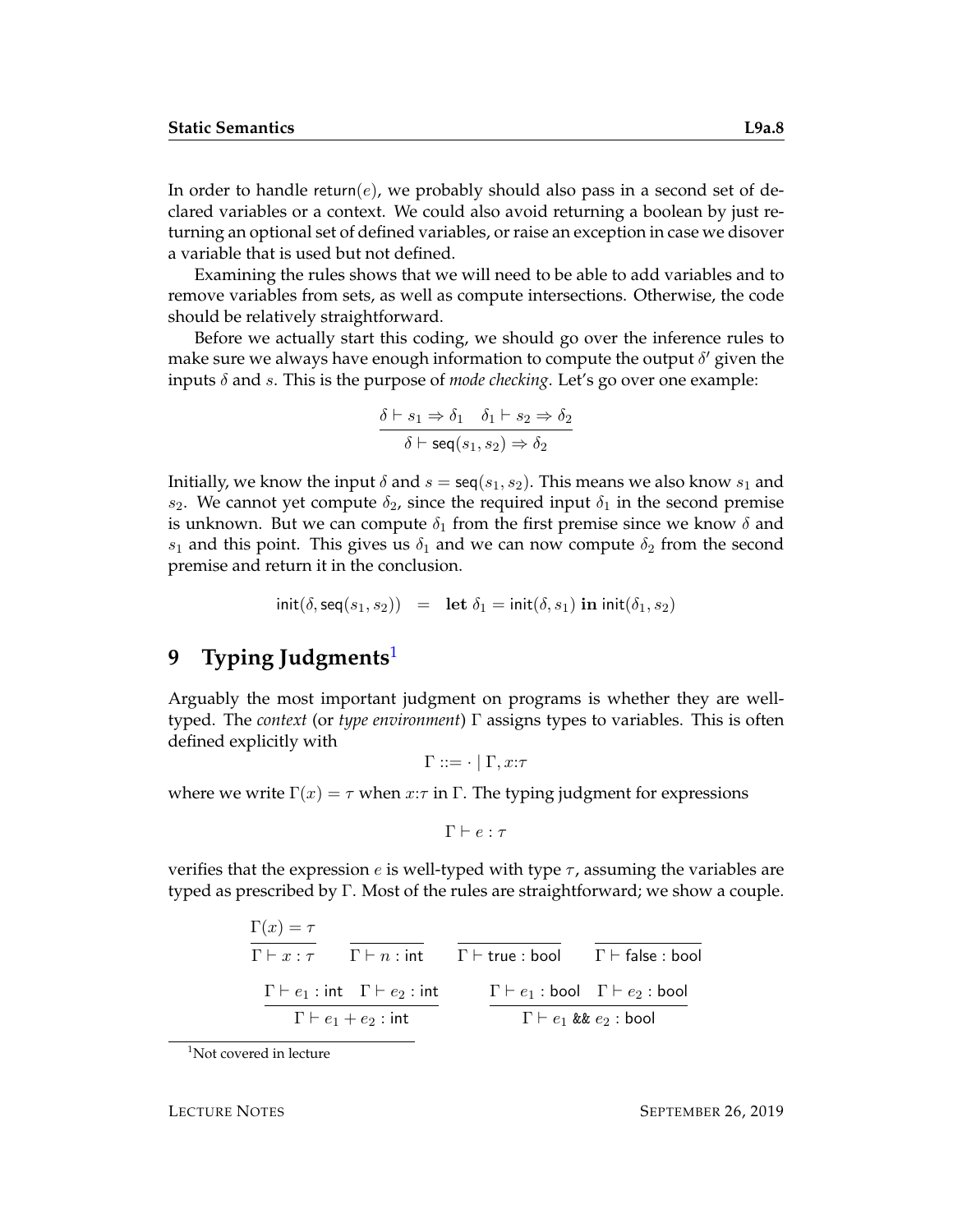In order to handle $\mathsf{return}(e)$, we probably should also pass in a second set of declared variables or a context. We could also avoid returning a boolean by just returning an optional set of defined variables, or raise an exception in case we disover a variable that is used but not defined.

Examining the rules shows that we will need to be able to add variables and to remove variables from sets, as well as compute intersections. Otherwise, the code should be relatively straightforward.

Before we actually start this coding, we should go over the inference rules to make sure we always have enough information to compute the output $\delta'$ given the inputs $\delta$ and $s$. This is the purpose of *mode checking*. Let's go over one example:

$$\frac{\delta \vdash s_1 \Rightarrow \delta_1 \quad \delta_1 \vdash s_2 \Rightarrow \delta_2}{\delta \vdash \mathsf{seq}(s_1, s_2) \Rightarrow \delta_2}$$

Initially, we know the input $\delta$ and $s = \mathsf{seq}(s_1, s_2)$. This means we also know $s_1$ and $s_2$. We cannot yet compute $\delta_2$, since the required input $\delta_1$ in the second premise is unknown. But we can compute $\delta_1$ from the first premise since we know $\delta$ and $s_1$ and this point. This gives us $\delta_1$ and we can now compute $\delta_2$ from the second premise and return it in the conclusion.

$$\mathsf{init}(\delta, \mathsf{seq}(s_1, s_2)) \quad = \quad \textbf{let } \delta_1 = \mathsf{init}(\delta, s_1) \textbf{ in } \mathsf{init}(\delta_1, s_2)$$

## 9 Typing Judgments[1]

Arguably the most important judgment on programs is whether they are well-typed. The *context* (or *type environment*) $\Gamma$ assigns types to variables. This is often defined explicitly with

$$\Gamma ::= \cdot \mid \Gamma, x{:}\tau$$

where we write $\Gamma(x) = \tau$ when $x{:}\tau$ in $\Gamma$. The typing judgment for expressions

$$\Gamma \vdash e : \tau$$

verifies that the expression $e$ is well-typed with type $\tau$, assuming the variables are typed as prescribed by $\Gamma$. Most of the rules are straightforward; we show a couple.

$$\frac{\Gamma(x) = \tau}{\Gamma \vdash x : \tau} \qquad \frac{}{\Gamma \vdash n : \mathsf{int}} \qquad \frac{}{\Gamma \vdash \mathsf{true} : \mathsf{bool}} \qquad \frac{}{\Gamma \vdash \mathsf{false} : \mathsf{bool}}$$

$$\frac{\Gamma \vdash e_1 : \mathsf{int} \quad \Gamma \vdash e_2 : \mathsf{int}}{\Gamma \vdash e_1 + e_2 : \mathsf{int}} \qquad \frac{\Gamma \vdash e_1 : \mathsf{bool} \quad \Gamma \vdash e_2 : \mathsf{bool}}{\Gamma \vdash e_1 \;\texttt{\&\&}\; e_2 : \mathsf{bool}}$$

[1] Not covered in lecture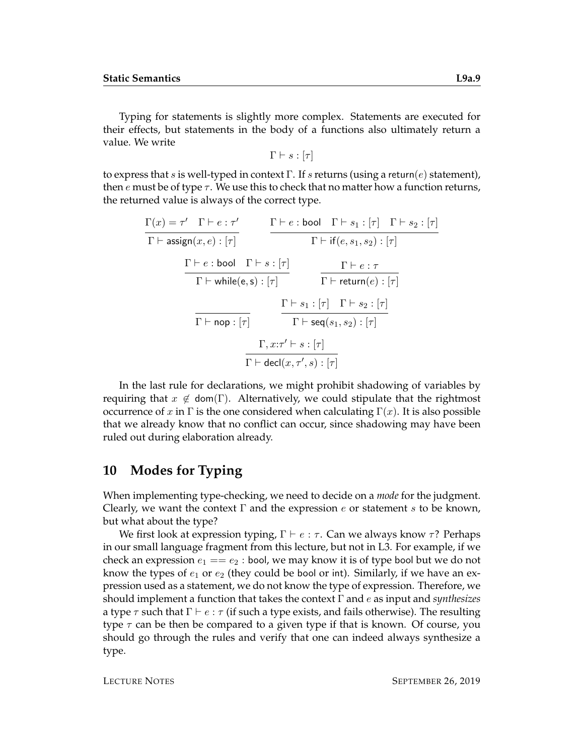Typing for statements is slightly more complex. Statements are executed for their effects, but statements in the body of a functions also ultimately return a value. We write

$$\Gamma \vdash s : [\tau]$$

to express that $s$ is well-typed in context $\Gamma$. If $s$ returns (using a $\mathsf{return}(e)$ statement), then $e$ must be of type $\tau$. We use this to check that no matter how a function returns, the returned value is always of the correct type.

$$\frac{\Gamma(x) = \tau' \quad \Gamma \vdash e : \tau'}{\Gamma \vdash \mathsf{assign}(x, e) : [\tau]} \qquad \frac{\Gamma \vdash e : \mathsf{bool} \quad \Gamma \vdash s_1 : [\tau] \quad \Gamma \vdash s_2 : [\tau]}{\Gamma \vdash \mathsf{if}(e, s_1, s_2) : [\tau]}$$

$$\frac{\Gamma \vdash e : \mathsf{bool} \quad \Gamma \vdash s : [\tau]}{\Gamma \vdash \mathsf{while(e, s)} : [\tau]} \qquad \frac{\Gamma \vdash e : \tau}{\Gamma \vdash \mathsf{return}(e) : [\tau]}$$

$$\frac{}{\Gamma \vdash \mathsf{nop} : [\tau]} \qquad \frac{\Gamma \vdash s_1 : [\tau] \quad \Gamma \vdash s_2 : [\tau]}{\Gamma \vdash \mathsf{seq}(s_1, s_2) : [\tau]}$$

$$\frac{\Gamma, x{:}\tau' \vdash s : [\tau]}{\Gamma \vdash \mathsf{decl}(x, \tau', s) : [\tau]}$$

In the last rule for declarations, we might prohibit shadowing of variables by requiring that $x \notin \mathsf{dom}(\Gamma)$. Alternatively, we could stipulate that the rightmost occurrence of $x$ in $\Gamma$ is the one considered when calculating $\Gamma(x)$. It is also possible that we already know that no conflict can occur, since shadowing may have been ruled out during elaboration already.

## 10 Modes for Typing

When implementing type-checking, we need to decide on a *mode* for the judgment. Clearly, we want the context $\Gamma$ and the expression $e$ or statement $s$ to be known, but what about the type?

We first look at expression typing, $\Gamma \vdash e : \tau$. Can we always know $\tau$? Perhaps in our small language fragment from this lecture, but not in L3. For example, if we check an expression $e_1 == e_2 : \mathsf{bool}$, we may know it is of type bool but we do not know the types of $e_1$ or $e_2$ (they could be bool or int). Similarly, if we have an expression used as a statement, we do not know the type of expression. Therefore, we should implement a function that takes the context $\Gamma$ and $e$ as input and *synthesizes* a type $\tau$ such that $\Gamma \vdash e : \tau$ (if such a type exists, and fails otherwise). The resulting type $\tau$ can be then be compared to a given type if that is known. Of course, you should go through the rules and verify that one can indeed always synthesize a type.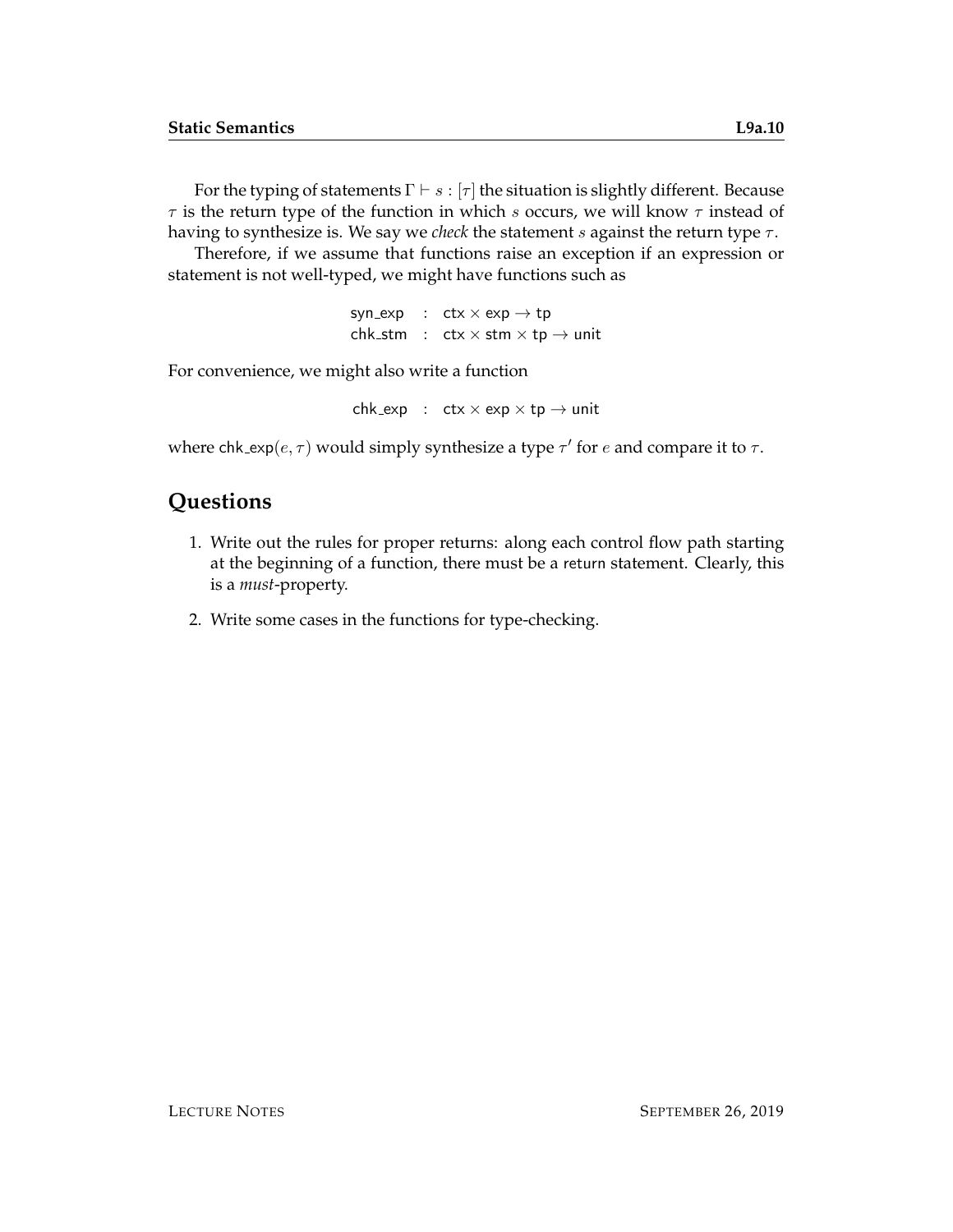For the typing of statements $\Gamma \vdash s : [\tau]$ the situation is slightly different. Because $\tau$ is the return type of the function in which $s$ occurs, we will know $\tau$ instead of having to synthesize is. We say we *check* the statement $s$ against the return type $\tau$.

Therefore, if we assume that functions raise an exception if an expression or statement is not well-typed, we might have functions such as

$$
\begin{aligned}
\mathsf{syn\_exp} &\ :\ \mathsf{ctx} \times \mathsf{exp} \to \mathsf{tp} \\
\mathsf{chk\_stm} &\ :\ \mathsf{ctx} \times \mathsf{stm} \times \mathsf{tp} \to \mathsf{unit}
\end{aligned}
$$

For convenience, we might also write a function

$$
\mathsf{chk\_exp} \ :\ \mathsf{ctx} \times \mathsf{exp} \times \mathsf{tp} \to \mathsf{unit}
$$

where $\mathsf{chk\_exp}(e, \tau)$ would simply synthesize a type $\tau'$ for $e$ and compare it to $\tau$.

## Questions

1. Write out the rules for proper returns: along each control flow path starting at the beginning of a function, there must be a return statement. Clearly, this is a *must*-property.

2. Write some cases in the functions for type-checking.